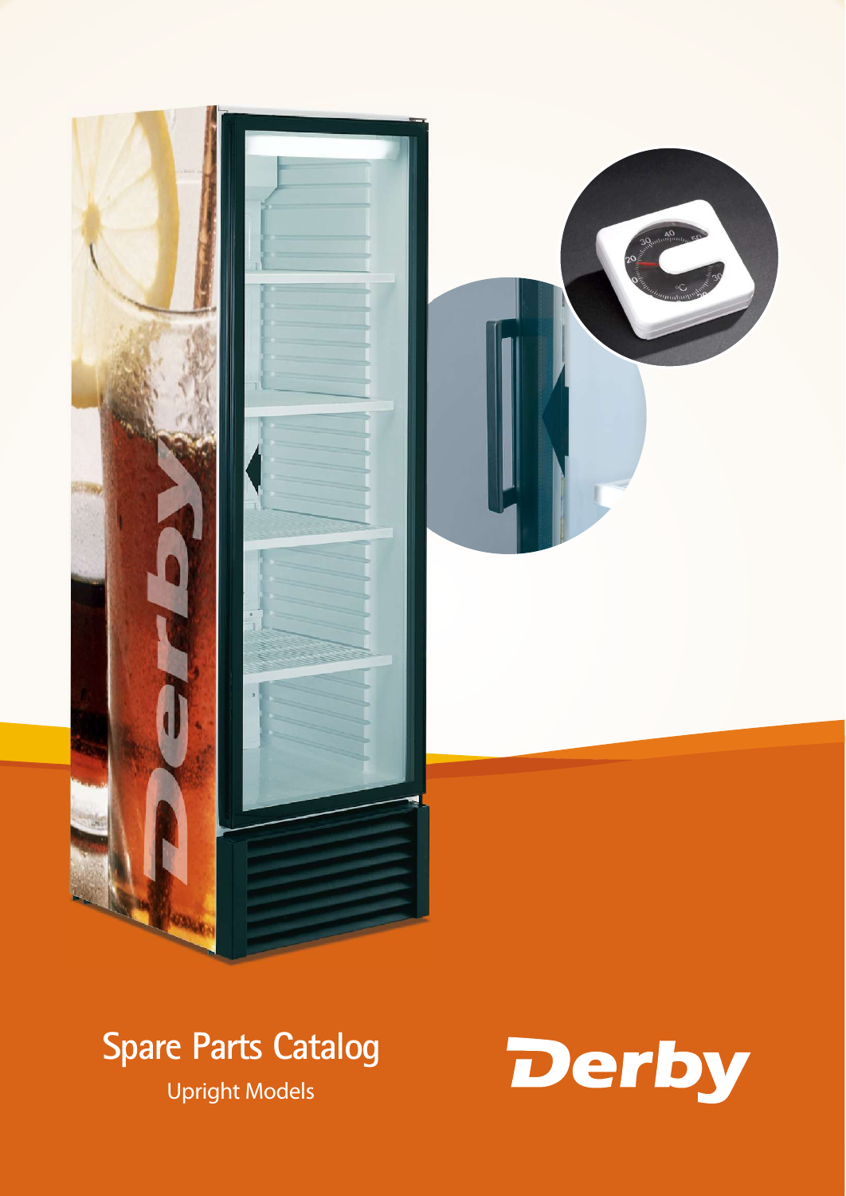# Spare Parts Catalog

Upright Models

Derby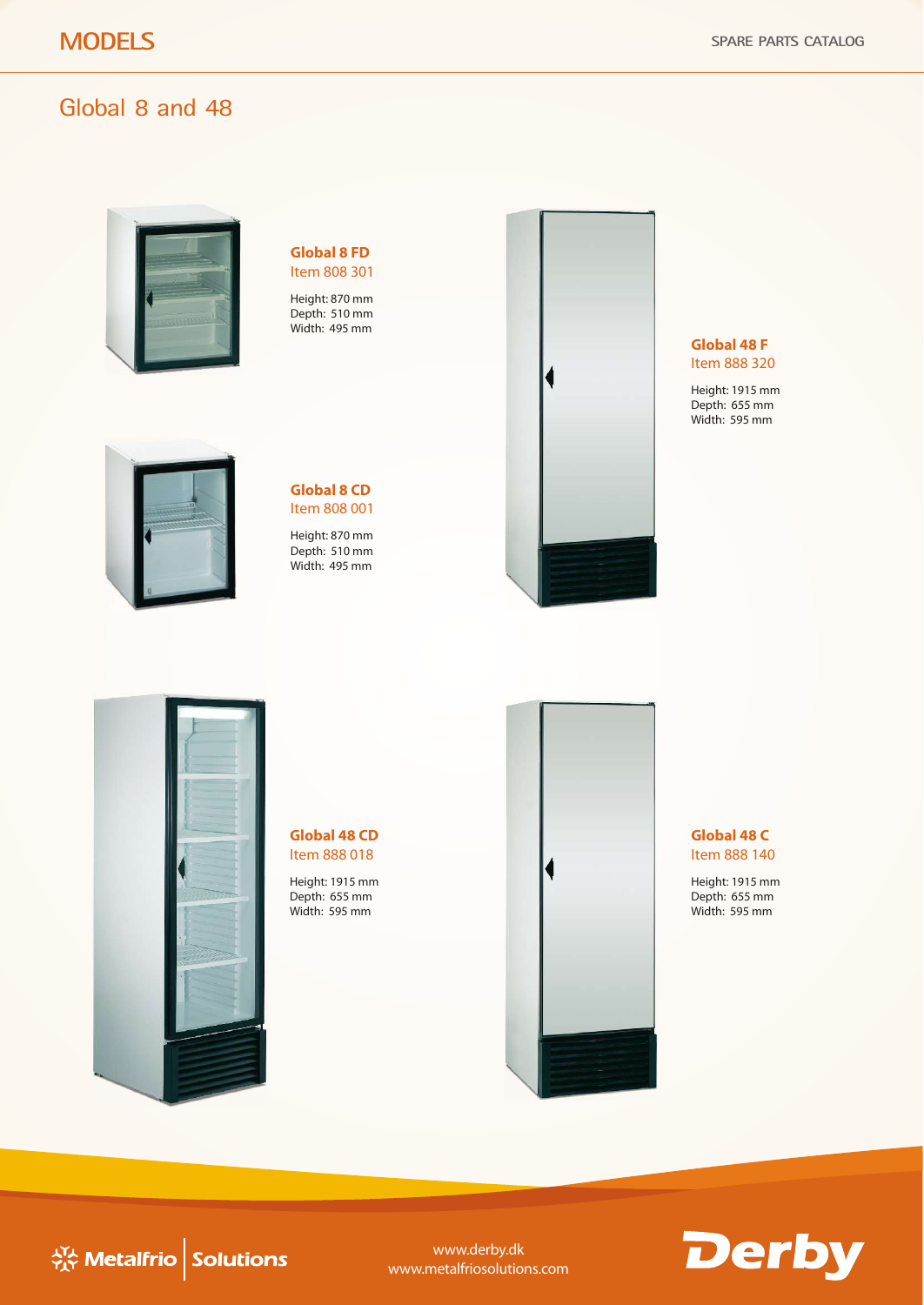# MODELS

## Global 8 and 48

**Global 8 FD**
Item 808 301

Height: 870 mm
Depth: 510 mm
Width: 495 mm

**Global 8 CD**
Item 808 001

Height: 870 mm
Depth: 510 mm
Width: 495 mm

**Global 48 F**
Item 888 320

Height: 1915 mm
Depth: 655 mm
Width: 595 mm

**Global 48 CD**
Item 888 018

Height: 1915 mm
Depth: 655 mm
Width: 595 mm

**Global 48 C**
Item 888 140

Height: 1915 mm
Depth: 655 mm
Width: 595 mm

www.derby.dk
www.metalfriosolutions.com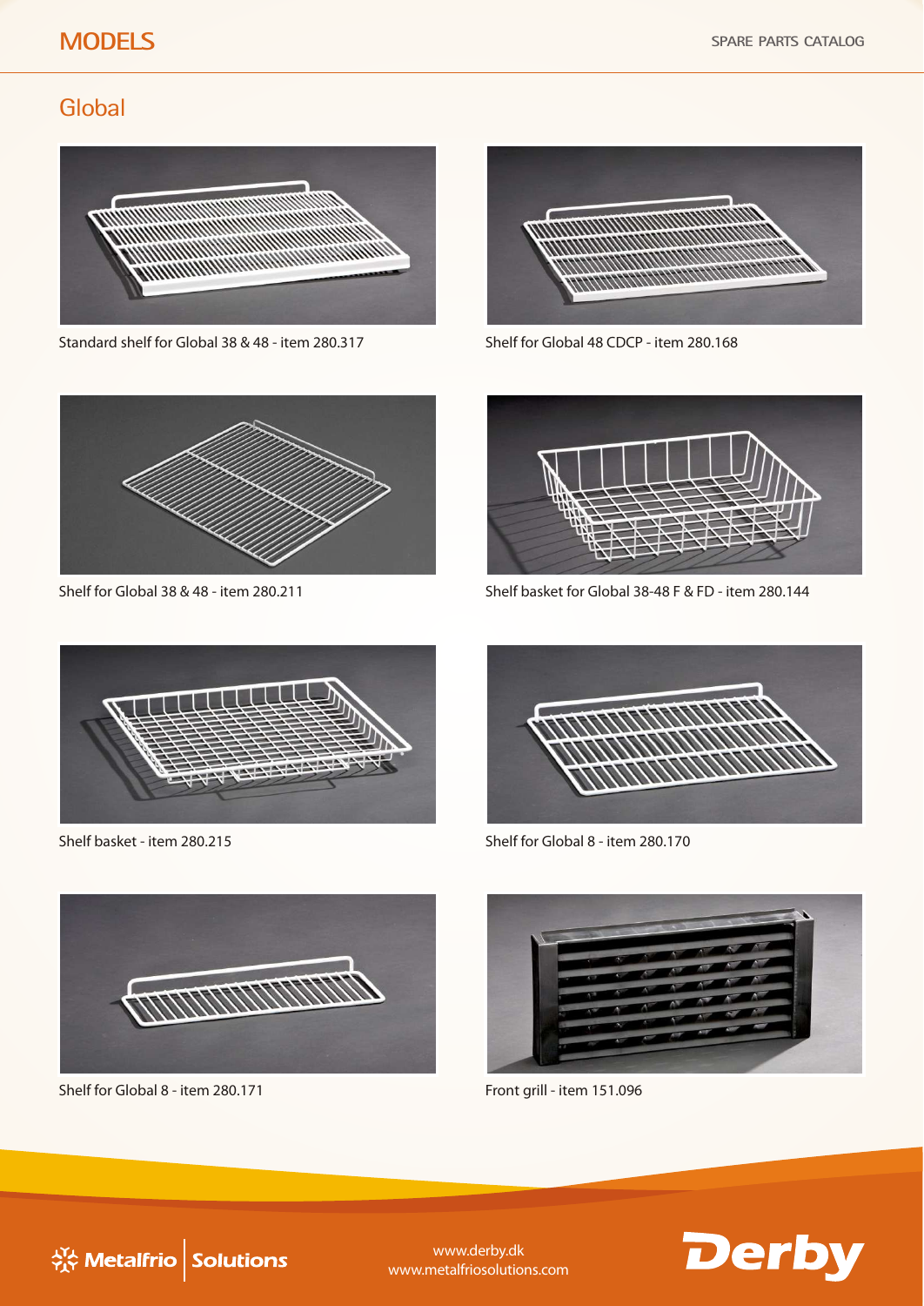# MODELS

## Global

Standard shelf for Global 38 & 48 - item 280.317

Shelf for Global 48 CDCP - item 280.168

Shelf for Global 38 & 48 - item 280.211

Shelf basket for Global 38-48 F & FD - item 280.144

Shelf basket - item 280.215

Shelf for Global 8 - item 280.170

Shelf for Global 8 - item 280.171

Front grill - item 151.096

www.derby.dk
www.metalfriosolutions.com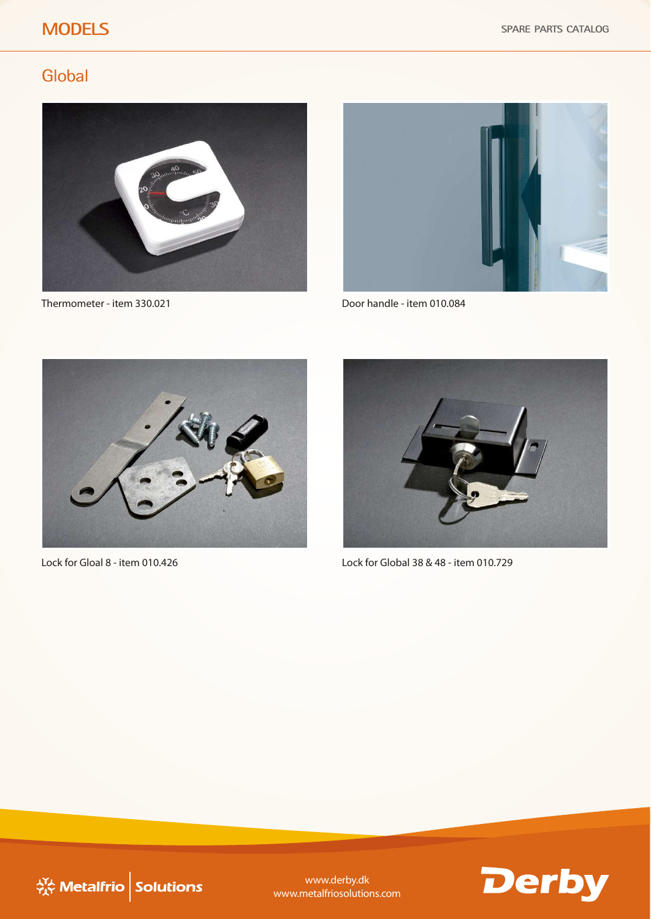# MODELS

## Global

Thermometer - item 330.021

Door handle - item 010.084

Lock for Gloal 8 - item 010.426

Lock for Global 38 & 48 - item 010.729

www.derby.dk
www.metalfriosolutions.com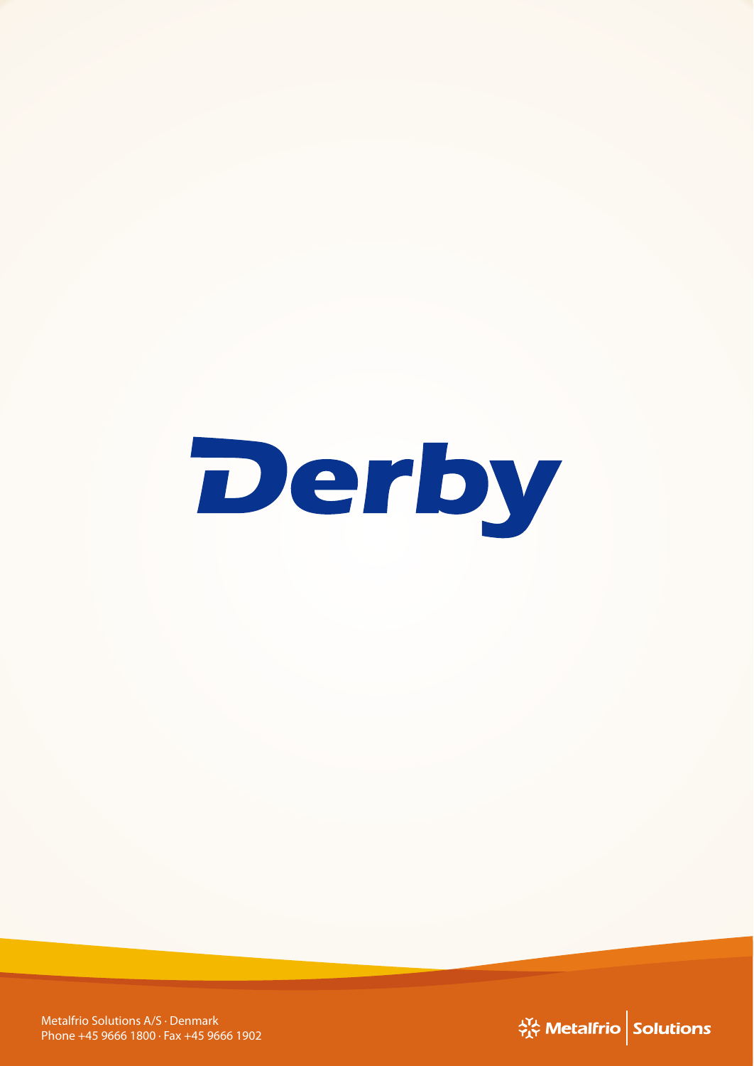Derby

Metalfrio Solutions A/S · Denmark
Phone +45 9666 1800 · Fax +45 9666 1902

Metalfrio | Solutions